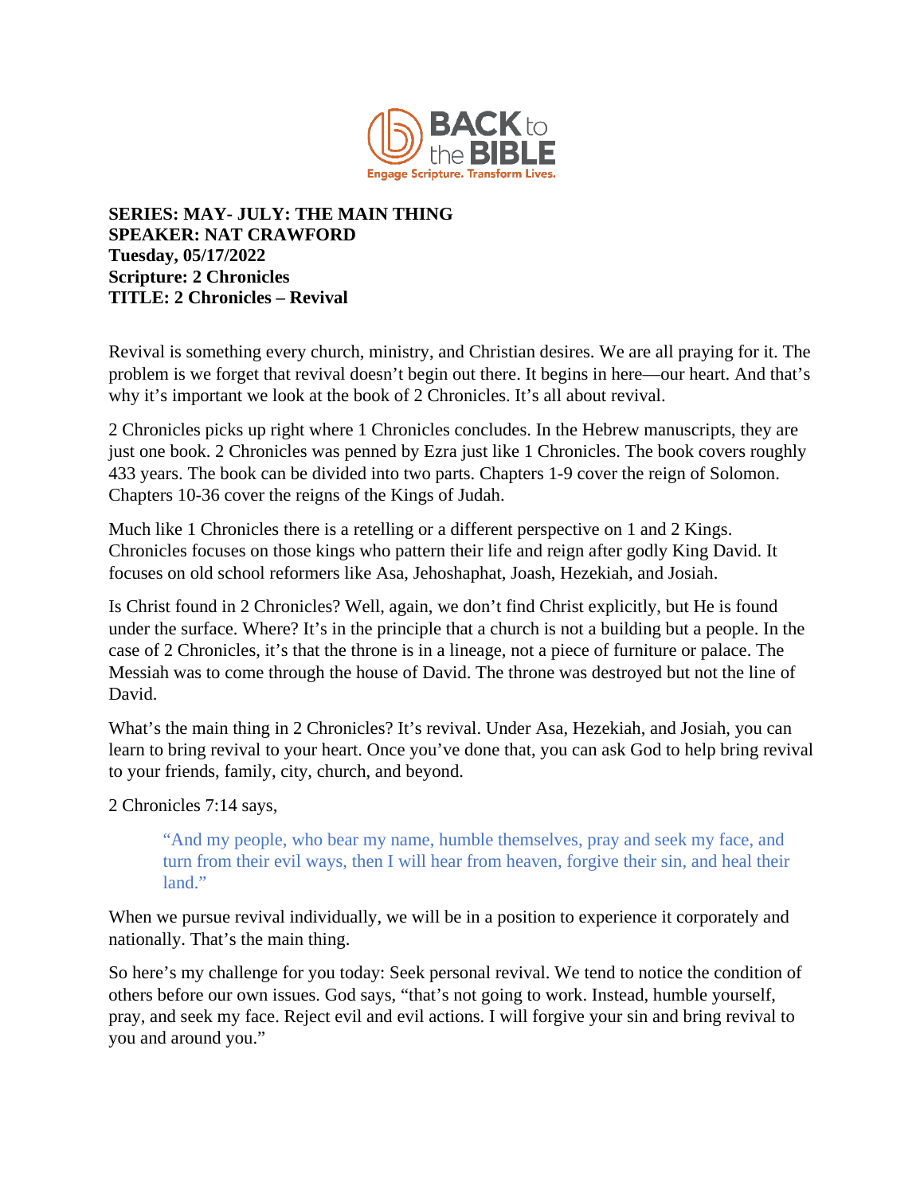**SERIES: MAY- JULY: THE MAIN THING**
**SPEAKER: NAT CRAWFORD**
**Tuesday, 05/17/2022**
**Scripture: 2 Chronicles**
**TITLE: 2 Chronicles – Revival**

Revival is something every church, ministry, and Christian desires. We are all praying for it. The problem is we forget that revival doesn't begin out there. It begins in here—our heart. And that's why it's important we look at the book of 2 Chronicles. It's all about revival.

2 Chronicles picks up right where 1 Chronicles concludes. In the Hebrew manuscripts, they are just one book. 2 Chronicles was penned by Ezra just like 1 Chronicles. The book covers roughly 433 years. The book can be divided into two parts. Chapters 1-9 cover the reign of Solomon. Chapters 10-36 cover the reigns of the Kings of Judah.

Much like 1 Chronicles there is a retelling or a different perspective on 1 and 2 Kings. Chronicles focuses on those kings who pattern their life and reign after godly King David. It focuses on old school reformers like Asa, Jehoshaphat, Joash, Hezekiah, and Josiah.

Is Christ found in 2 Chronicles? Well, again, we don't find Christ explicitly, but He is found under the surface. Where? It's in the principle that a church is not a building but a people. In the case of 2 Chronicles, it's that the throne is in a lineage, not a piece of furniture or palace. The Messiah was to come through the house of David. The throne was destroyed but not the line of David.

What's the main thing in 2 Chronicles? It's revival. Under Asa, Hezekiah, and Josiah, you can learn to bring revival to your heart. Once you've done that, you can ask God to help bring revival to your friends, family, city, church, and beyond.

2 Chronicles 7:14 says,

> "And my people, who bear my name, humble themselves, pray and seek my face, and turn from their evil ways, then I will hear from heaven, forgive their sin, and heal their land."

When we pursue revival individually, we will be in a position to experience it corporately and nationally. That's the main thing.

So here's my challenge for you today: Seek personal revival. We tend to notice the condition of others before our own issues. God says, "that's not going to work. Instead, humble yourself, pray, and seek my face. Reject evil and evil actions. I will forgive your sin and bring revival to you and around you."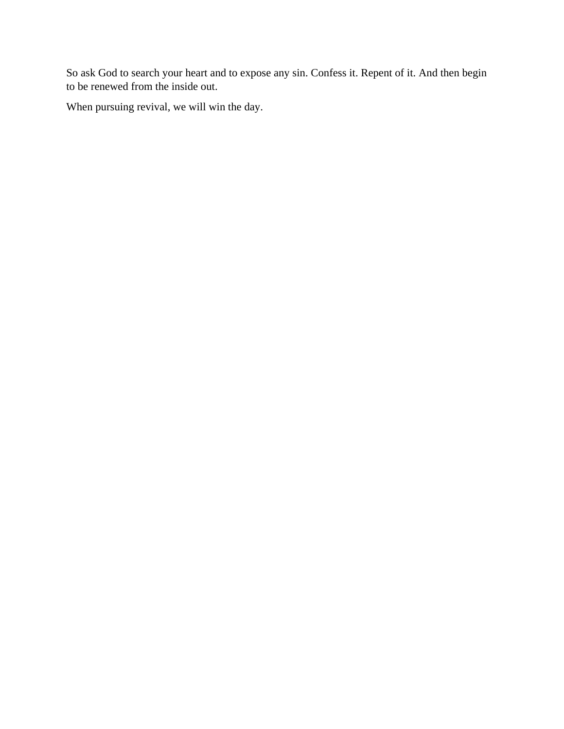So ask God to search your heart and to expose any sin. Confess it. Repent of it. And then begin to be renewed from the inside out.

When pursuing revival, we will win the day.